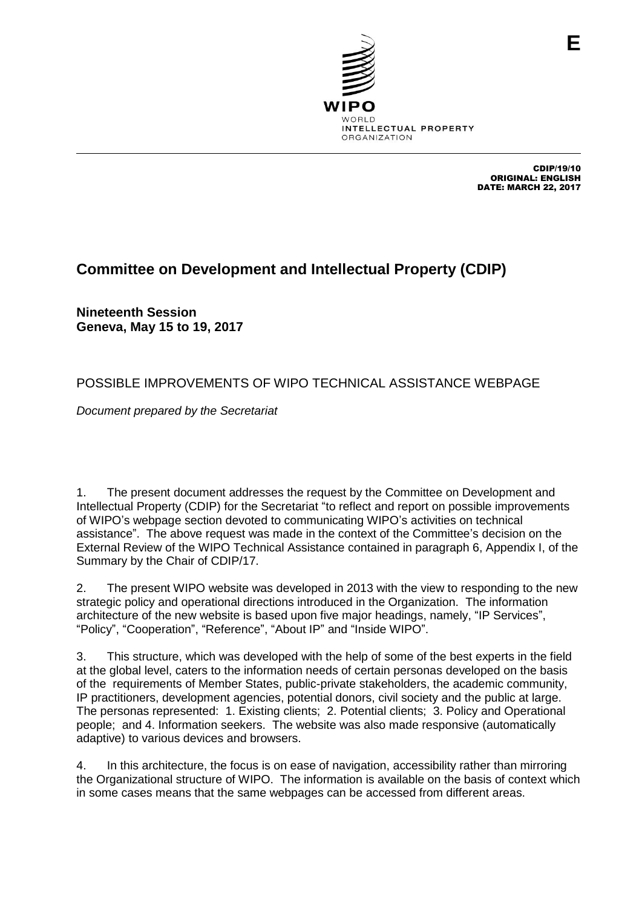E

CDIP/19/10
ORIGINAL: ENGLISH
DATE: MARCH 22, 2017

# Committee on Development and Intellectual Property (CDIP)

**Nineteenth Session**
**Geneva, May 15 to 19, 2017**

## POSSIBLE IMPROVEMENTS OF WIPO TECHNICAL ASSISTANCE WEBPAGE

*Document prepared by the Secretariat*

1. The present document addresses the request by the Committee on Development and Intellectual Property (CDIP) for the Secretariat "to reflect and report on possible improvements of WIPO's webpage section devoted to communicating WIPO's activities on technical assistance". The above request was made in the context of the Committee's decision on the External Review of the WIPO Technical Assistance contained in paragraph 6, Appendix I, of the Summary by the Chair of CDIP/17.

2. The present WIPO website was developed in 2013 with the view to responding to the new strategic policy and operational directions introduced in the Organization. The information architecture of the new website is based upon five major headings, namely, "IP Services", "Policy", "Cooperation", "Reference", "About IP" and "Inside WIPO".

3. This structure, which was developed with the help of some of the best experts in the field at the global level, caters to the information needs of certain personas developed on the basis of the requirements of Member States, public-private stakeholders, the academic community, IP practitioners, development agencies, potential donors, civil society and the public at large. The personas represented: 1. Existing clients; 2. Potential clients; 3. Policy and Operational people; and 4. Information seekers. The website was also made responsive (automatically adaptive) to various devices and browsers.

4. In this architecture, the focus is on ease of navigation, accessibility rather than mirroring the Organizational structure of WIPO. The information is available on the basis of context which in some cases means that the same webpages can be accessed from different areas.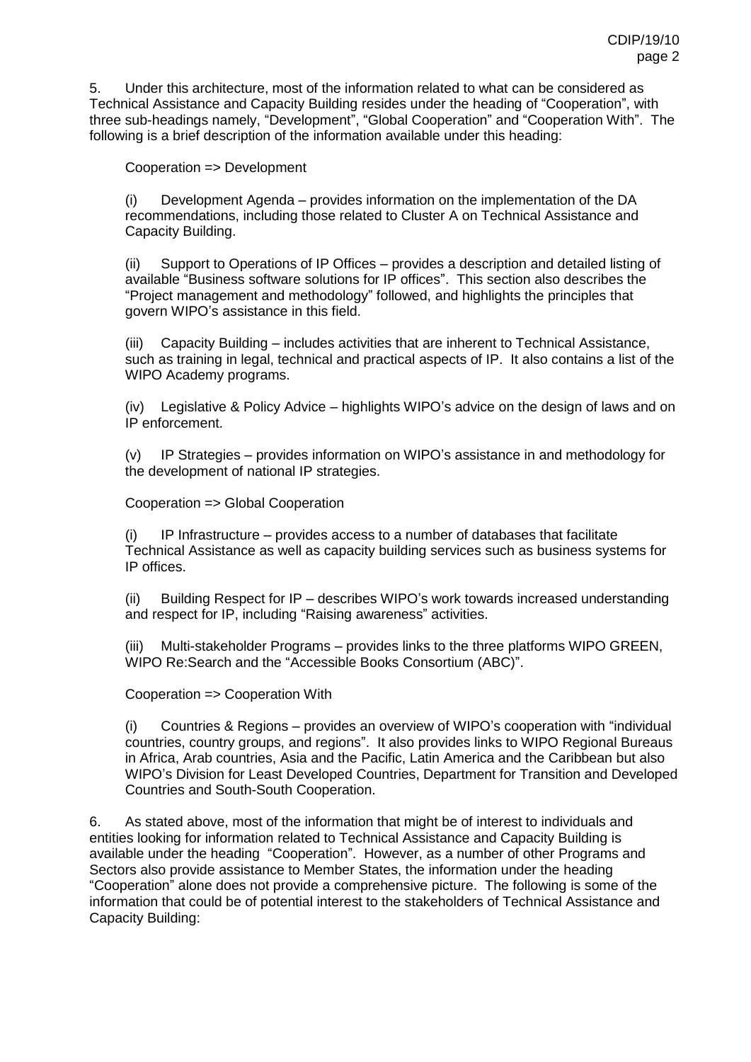5. Under this architecture, most of the information related to what can be considered as Technical Assistance and Capacity Building resides under the heading of "Cooperation", with three sub-headings namely, "Development", "Global Cooperation" and "Cooperation With". The following is a brief description of the information available under this heading:

Cooperation => Development

(i) Development Agenda – provides information on the implementation of the DA recommendations, including those related to Cluster A on Technical Assistance and Capacity Building.

(ii) Support to Operations of IP Offices – provides a description and detailed listing of available "Business software solutions for IP offices". This section also describes the "Project management and methodology" followed, and highlights the principles that govern WIPO's assistance in this field.

(iii) Capacity Building – includes activities that are inherent to Technical Assistance, such as training in legal, technical and practical aspects of IP. It also contains a list of the WIPO Academy programs.

(iv) Legislative & Policy Advice – highlights WIPO's advice on the design of laws and on IP enforcement.

(v) IP Strategies – provides information on WIPO's assistance in and methodology for the development of national IP strategies.

Cooperation => Global Cooperation

(i) IP Infrastructure – provides access to a number of databases that facilitate Technical Assistance as well as capacity building services such as business systems for IP offices.

(ii) Building Respect for IP – describes WIPO's work towards increased understanding and respect for IP, including "Raising awareness" activities.

(iii) Multi-stakeholder Programs – provides links to the three platforms WIPO GREEN, WIPO Re:Search and the "Accessible Books Consortium (ABC)".

Cooperation => Cooperation With

(i) Countries & Regions – provides an overview of WIPO's cooperation with "individual countries, country groups, and regions". It also provides links to WIPO Regional Bureaus in Africa, Arab countries, Asia and the Pacific, Latin America and the Caribbean but also WIPO's Division for Least Developed Countries, Department for Transition and Developed Countries and South-South Cooperation.

6. As stated above, most of the information that might be of interest to individuals and entities looking for information related to Technical Assistance and Capacity Building is available under the heading "Cooperation". However, as a number of other Programs and Sectors also provide assistance to Member States, the information under the heading "Cooperation" alone does not provide a comprehensive picture. The following is some of the information that could be of potential interest to the stakeholders of Technical Assistance and Capacity Building: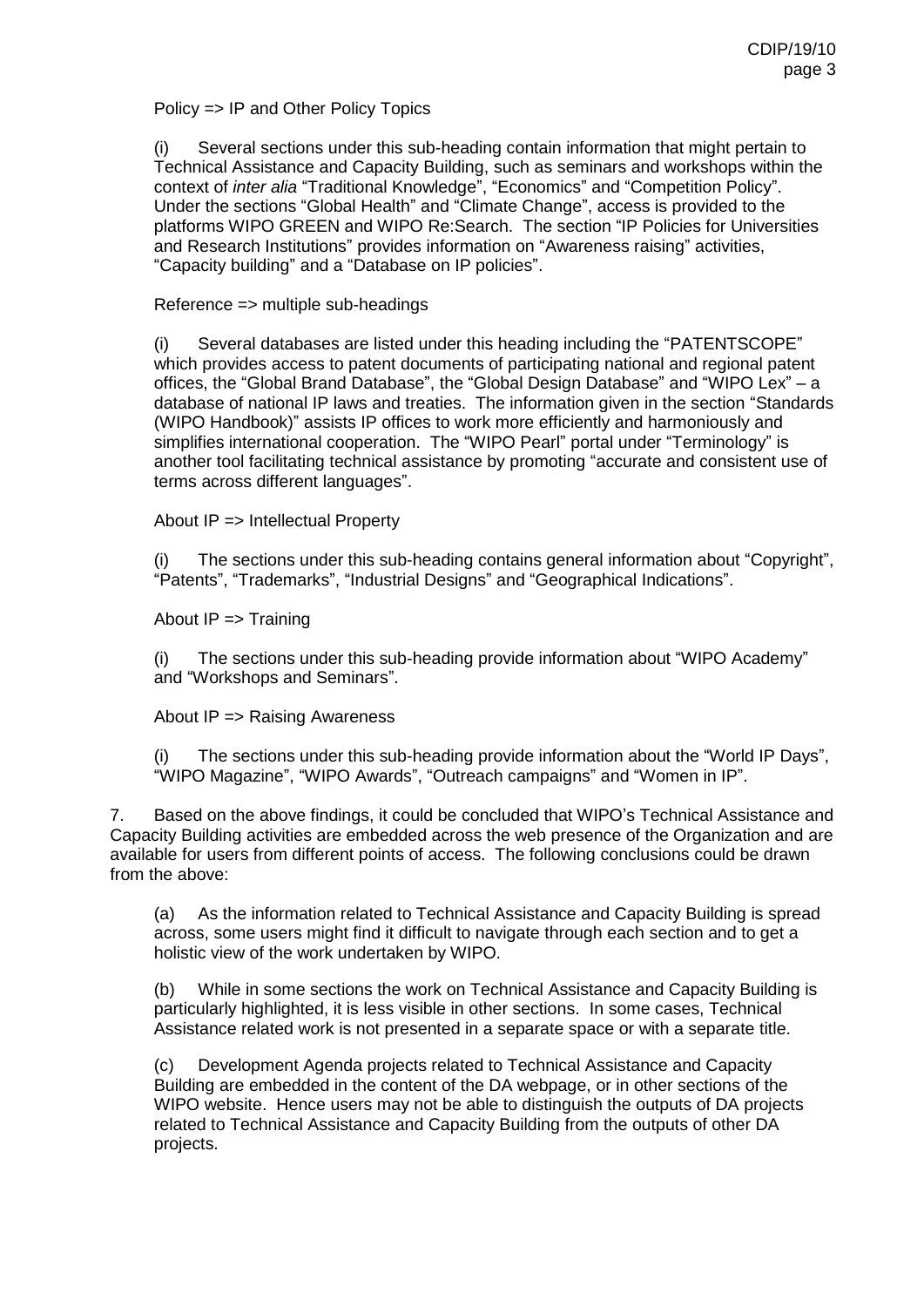Policy => IP and Other Policy Topics

(i) Several sections under this sub-heading contain information that might pertain to Technical Assistance and Capacity Building, such as seminars and workshops within the context of *inter alia* "Traditional Knowledge", "Economics" and "Competition Policy". Under the sections "Global Health" and "Climate Change", access is provided to the platforms WIPO GREEN and WIPO Re:Search. The section "IP Policies for Universities and Research Institutions" provides information on "Awareness raising" activities, "Capacity building" and a "Database on IP policies".

Reference => multiple sub-headings

(i) Several databases are listed under this heading including the "PATENTSCOPE" which provides access to patent documents of participating national and regional patent offices, the "Global Brand Database", the "Global Design Database" and "WIPO Lex" – a database of national IP laws and treaties. The information given in the section "Standards (WIPO Handbook)" assists IP offices to work more efficiently and harmoniously and simplifies international cooperation. The "WIPO Pearl" portal under "Terminology" is another tool facilitating technical assistance by promoting "accurate and consistent use of terms across different languages".

About IP => Intellectual Property

(i) The sections under this sub-heading contains general information about "Copyright", "Patents", "Trademarks", "Industrial Designs" and "Geographical Indications".

About IP => Training

(i) The sections under this sub-heading provide information about "WIPO Academy" and "Workshops and Seminars".

About IP => Raising Awareness

(i) The sections under this sub-heading provide information about the "World IP Days", "WIPO Magazine", "WIPO Awards", "Outreach campaigns" and "Women in IP".

7. Based on the above findings, it could be concluded that WIPO's Technical Assistance and Capacity Building activities are embedded across the web presence of the Organization and are available for users from different points of access. The following conclusions could be drawn from the above:

(a) As the information related to Technical Assistance and Capacity Building is spread across, some users might find it difficult to navigate through each section and to get a holistic view of the work undertaken by WIPO.

(b) While in some sections the work on Technical Assistance and Capacity Building is particularly highlighted, it is less visible in other sections. In some cases, Technical Assistance related work is not presented in a separate space or with a separate title.

(c) Development Agenda projects related to Technical Assistance and Capacity Building are embedded in the content of the DA webpage, or in other sections of the WIPO website. Hence users may not be able to distinguish the outputs of DA projects related to Technical Assistance and Capacity Building from the outputs of other DA projects.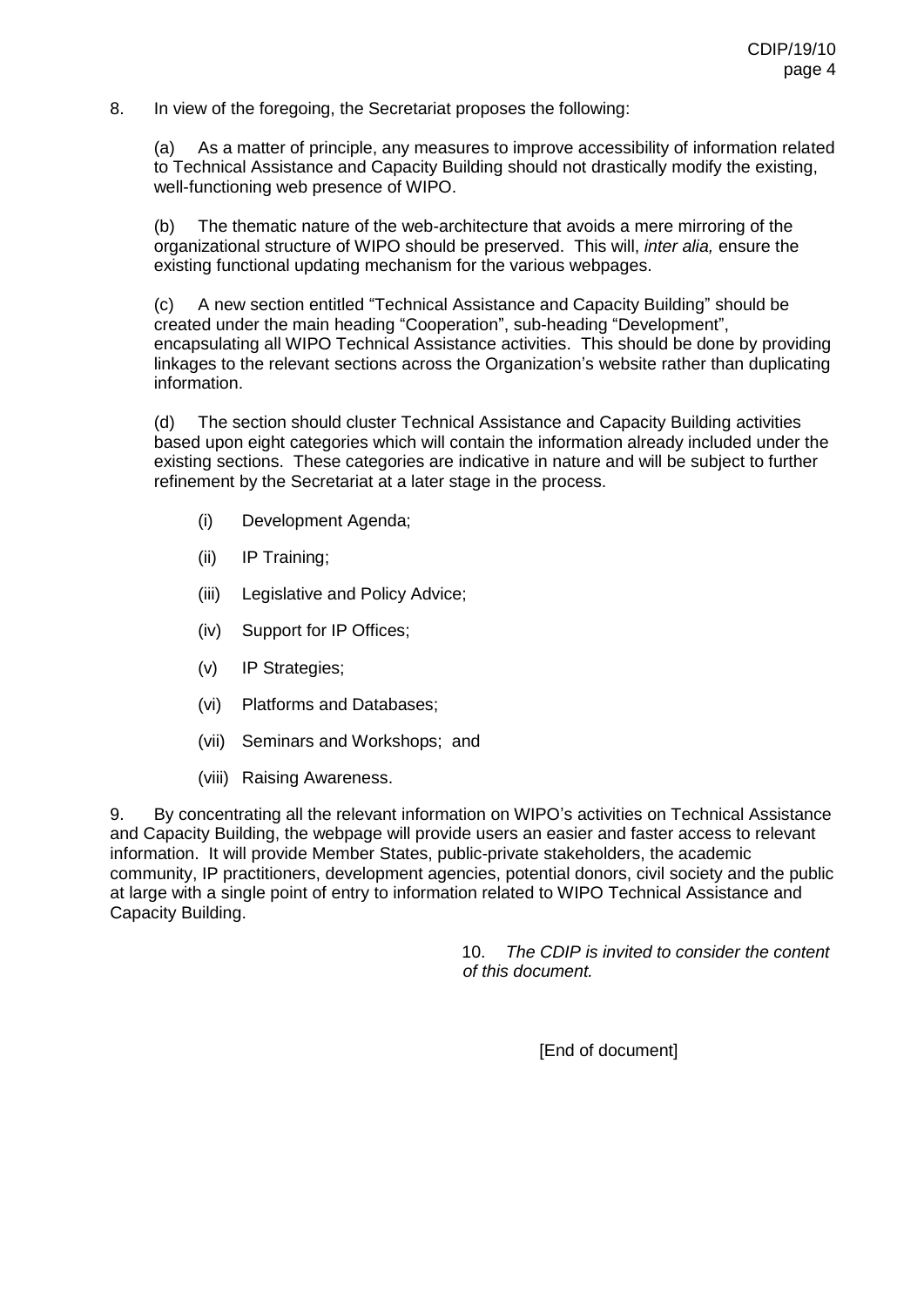8. In view of the foregoing, the Secretariat proposes the following:

(a) As a matter of principle, any measures to improve accessibility of information related to Technical Assistance and Capacity Building should not drastically modify the existing, well-functioning web presence of WIPO.

(b) The thematic nature of the web-architecture that avoids a mere mirroring of the organizational structure of WIPO should be preserved. This will, *inter alia,* ensure the existing functional updating mechanism for the various webpages.

(c) A new section entitled "Technical Assistance and Capacity Building" should be created under the main heading "Cooperation", sub-heading "Development", encapsulating all WIPO Technical Assistance activities. This should be done by providing linkages to the relevant sections across the Organization's website rather than duplicating information.

(d) The section should cluster Technical Assistance and Capacity Building activities based upon eight categories which will contain the information already included under the existing sections. These categories are indicative in nature and will be subject to further refinement by the Secretariat at a later stage in the process.

- (i) Development Agenda;
- (ii) IP Training;
- (iii) Legislative and Policy Advice;
- (iv) Support for IP Offices;
- (v) IP Strategies;
- (vi) Platforms and Databases;
- (vii) Seminars and Workshops; and
- (viii) Raising Awareness.

9. By concentrating all the relevant information on WIPO's activities on Technical Assistance and Capacity Building, the webpage will provide users an easier and faster access to relevant information. It will provide Member States, public-private stakeholders, the academic community, IP practitioners, development agencies, potential donors, civil society and the public at large with a single point of entry to information related to WIPO Technical Assistance and Capacity Building.

10. *The CDIP is invited to consider the content of this document.*

[End of document]